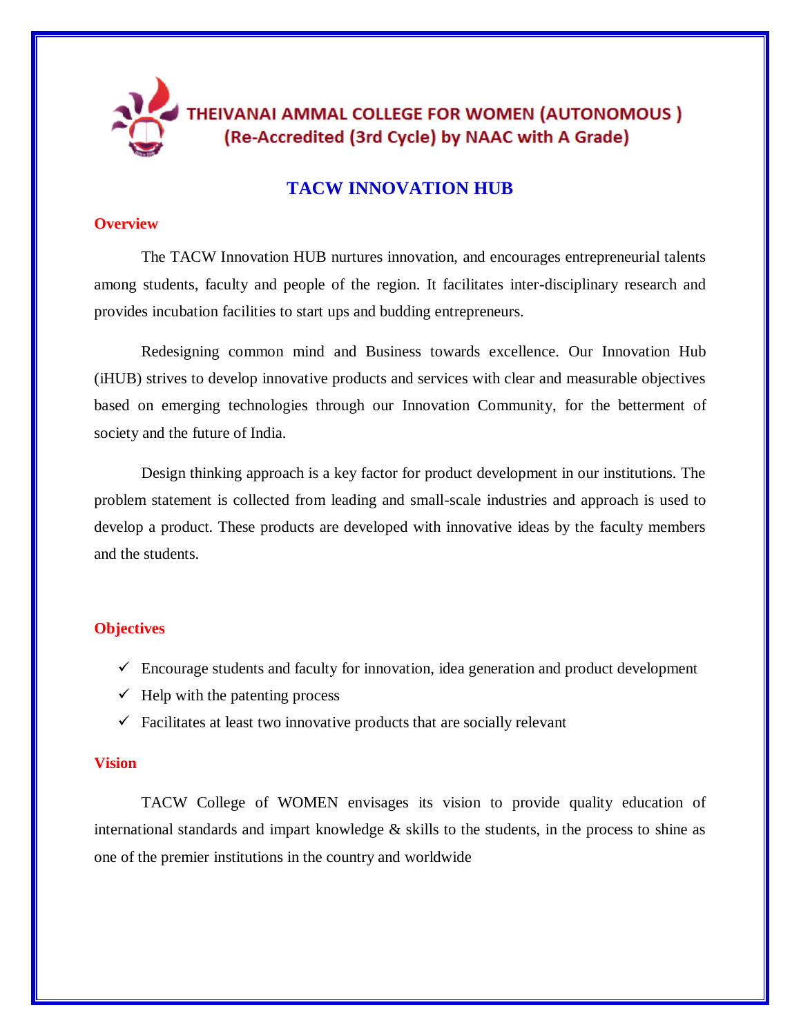**THEIVANAI AMMAL COLLEGE FOR WOMEN (AUTONOMOUS )**
**(Re-Accredited (3rd Cycle) by NAAC with A Grade)**

# TACW INNOVATION HUB

## Overview

The TACW Innovation HUB nurtures innovation, and encourages entrepreneurial talents among students, faculty and people of the region. It facilitates inter-disciplinary research and provides incubation facilities to start ups and budding entrepreneurs.

Redesigning common mind and Business towards excellence. Our Innovation Hub (iHUB) strives to develop innovative products and services with clear and measurable objectives based on emerging technologies through our Innovation Community, for the betterment of society and the future of India.

Design thinking approach is a key factor for product development in our institutions. The problem statement is collected from leading and small-scale industries and approach is used to develop a product. These products are developed with innovative ideas by the faculty members and the students.

## Objectives

- ✓ Encourage students and faculty for innovation, idea generation and product development
- ✓ Help with the patenting process
- ✓ Facilitates at least two innovative products that are socially relevant

## Vision

TACW College of WOMEN envisages its vision to provide quality education of international standards and impart knowledge & skills to the students, in the process to shine as one of the premier institutions in the country and worldwide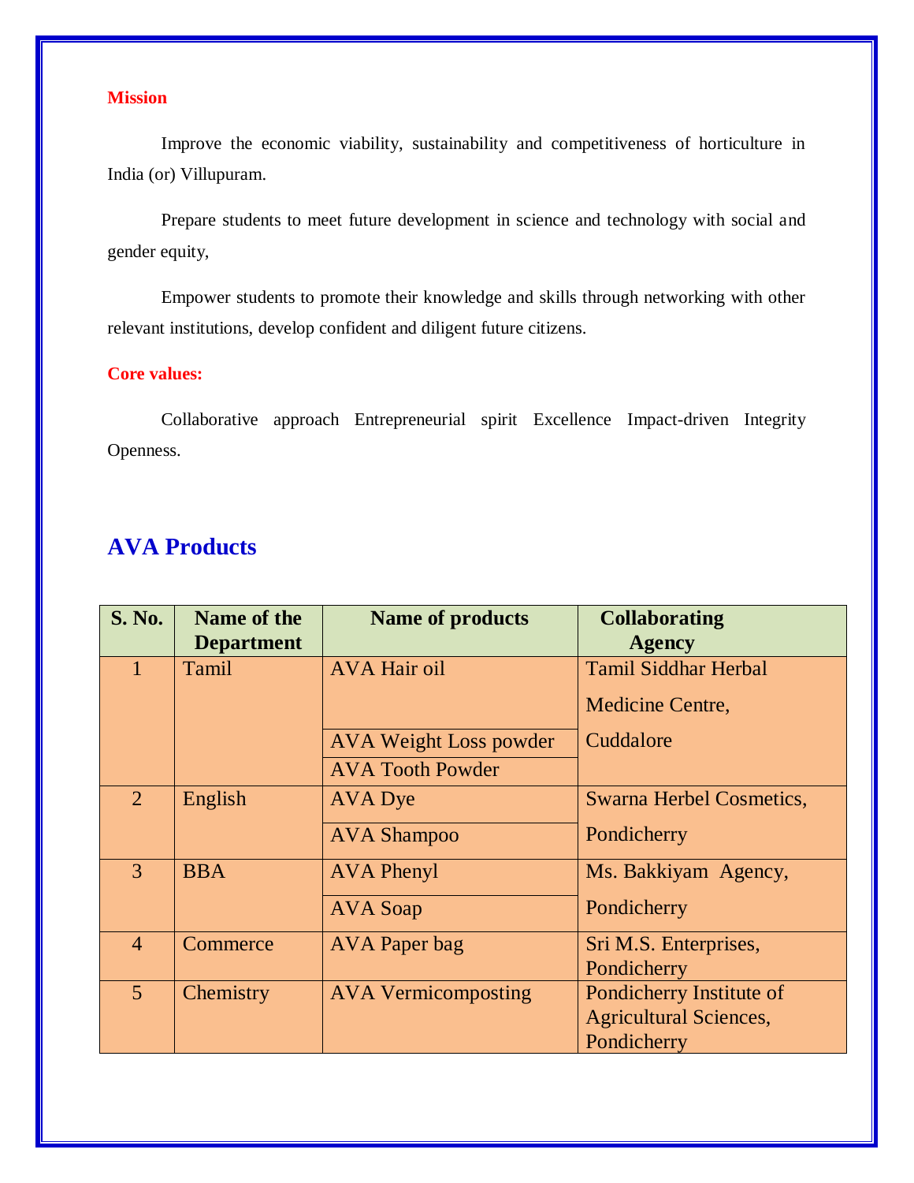**Mission**

Improve the economic viability, sustainability and competitiveness of horticulture in India (or) Villupuram.

Prepare students to meet future development in science and technology with social and gender equity,

Empower students to promote their knowledge and skills through networking with other relevant institutions, develop confident and diligent future citizens.

**Core values:**

Collaborative approach Entrepreneurial spirit Excellence Impact-driven Integrity Openness.

## AVA Products

| S. No. | Name of the Department | Name of products | Collaborating Agency |
|---|---|---|---|
| 1 | Tamil | AVA Hair oil | Tamil Siddhar Herbal Medicine Centre, Cuddalore |
| | | AVA Weight Loss powder | |
| | | AVA Tooth Powder | |
| 2 | English | AVA Dye | Swarna Herbel Cosmetics, Pondicherry |
| | | AVA Shampoo | |
| 3 | BBA | AVA Phenyl | Ms. Bakkiyam Agency, Pondicherry |
| | | AVA Soap | |
| 4 | Commerce | AVA Paper bag | Sri M.S. Enterprises, Pondicherry |
| 5 | Chemistry | AVA Vermicomposting | Pondicherry Institute of Agricultural Sciences, Pondicherry |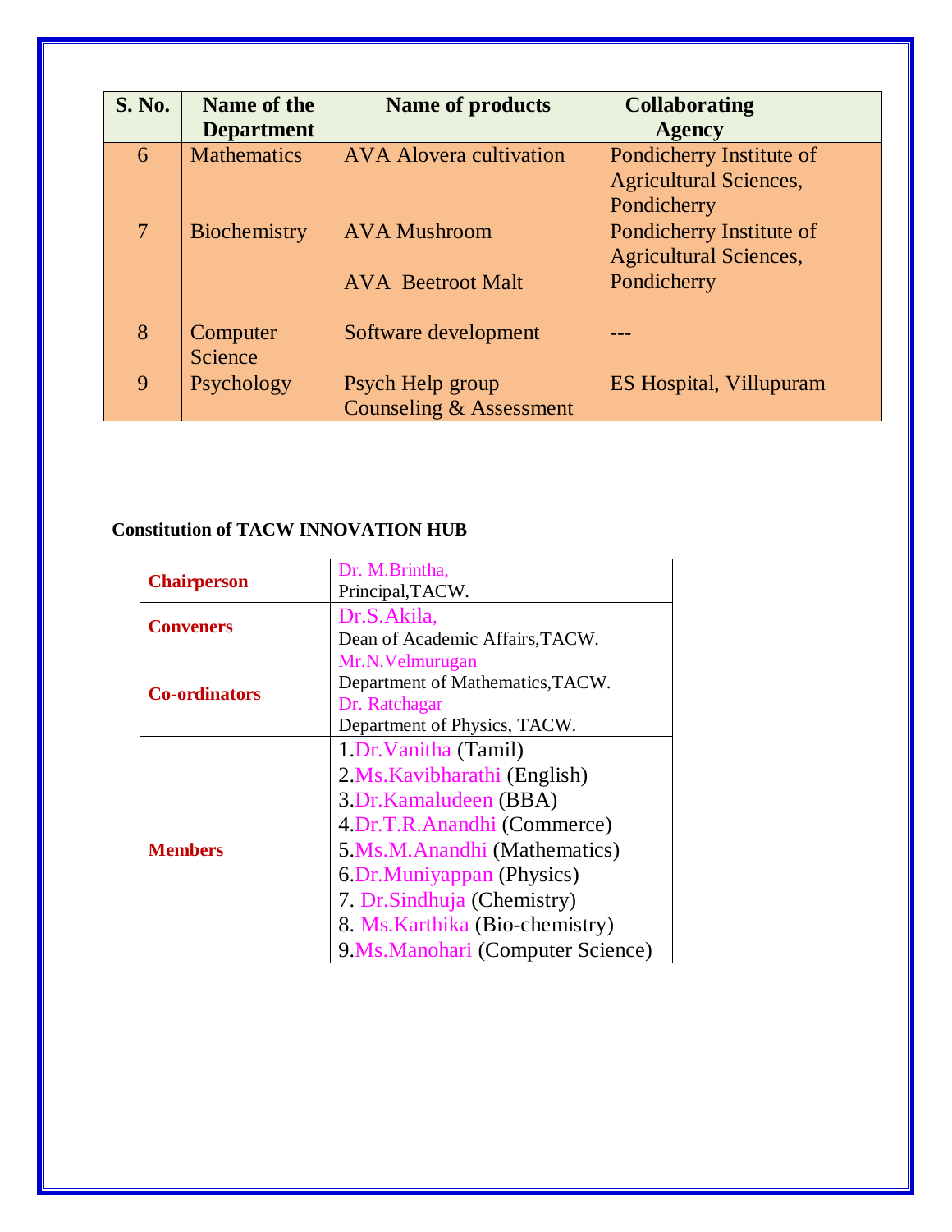| S. No. | Name of the Department | Name of products | Collaborating Agency |
|---|---|---|---|
| 6 | Mathematics | AVA Alovera cultivation | Pondicherry Institute of Agricultural Sciences, Pondicherry |
| 7 | Biochemistry | AVA Mushroom | Pondicherry Institute of Agricultural Sciences, Pondicherry |
| | | AVA Beetroot Malt | |
| 8 | Computer Science | Software development | --- |
| 9 | Psychology | Psych Help group Counseling & Assessment | ES Hospital, Villupuram |

**Constitution of TACW INNOVATION HUB**

| | |
|---|---|
| **Chairperson** | Dr. M.Brintha,<br>Principal,TACW. |
| **Conveners** | Dr.S.Akila,<br>Dean of Academic Affairs,TACW. |
| **Co-ordinators** | Mr.N.Velmurugan<br>Department of Mathematics,TACW.<br>Dr. Ratchagar<br>Department of Physics, TACW. |
| **Members** | 1.Dr.Vanitha (Tamil)<br>2.Ms.Kavibharathi (English)<br>3.Dr.Kamaludeen (BBA)<br>4.Dr.T.R.Anandhi (Commerce)<br>5.Ms.M.Anandhi (Mathematics)<br>6.Dr.Muniyappan (Physics)<br>7. Dr.Sindhuja (Chemistry)<br>8. Ms.Karthika (Bio-chemistry)<br>9.Ms.Manohari (Computer Science) |